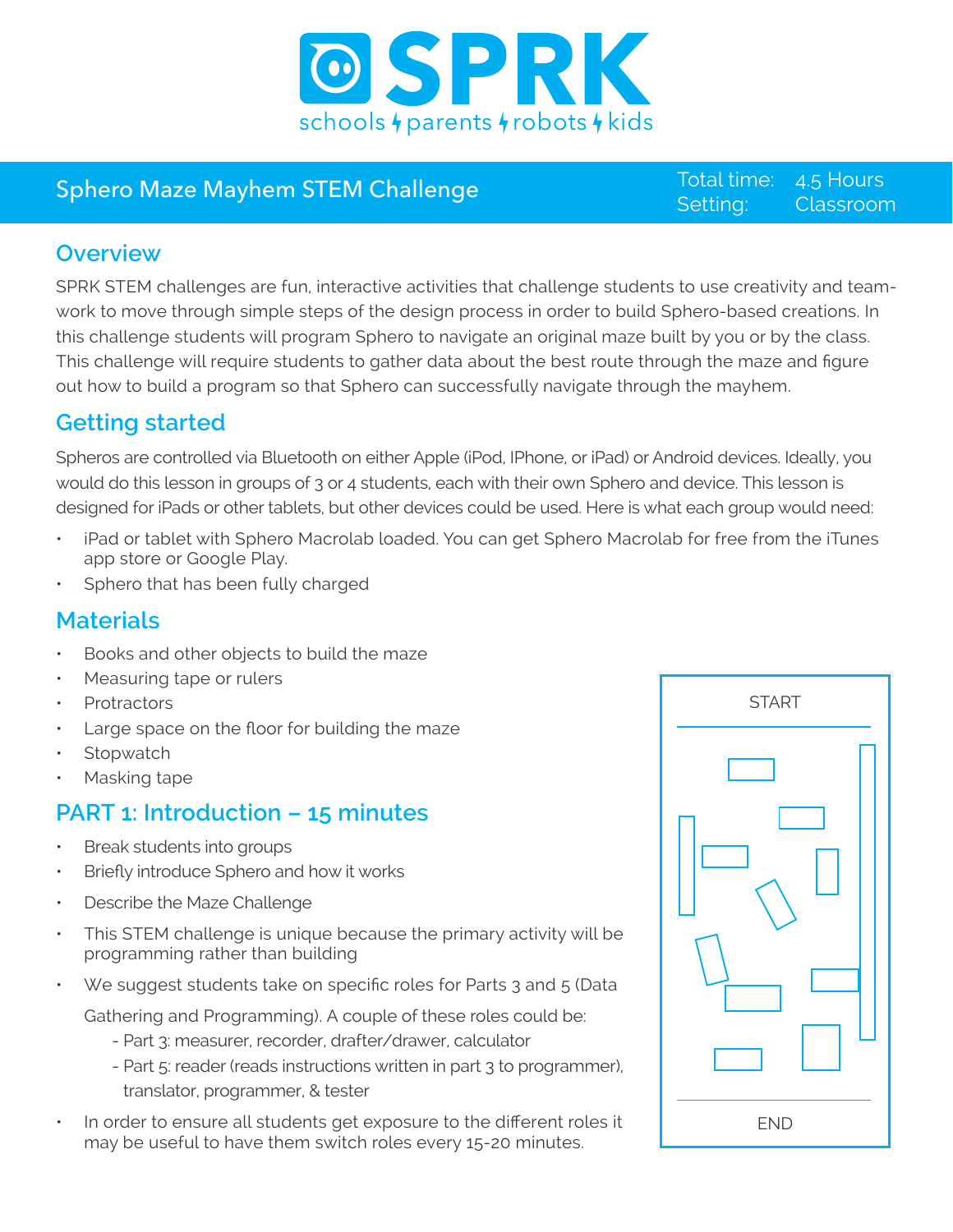# SPRK

schools ϟ parents ϟ robots ϟ kids

## Sphero Maze Mayhem STEM Challenge

Total time: 4.5 Hours
Setting: Classroom

## Overview

SPRK STEM challenges are fun, interactive activities that challenge students to use creativity and teamwork to move through simple steps of the design process in order to build Sphero-based creations. In this challenge students will program Sphero to navigate an original maze built by you or by the class. This challenge will require students to gather data about the best route through the maze and figure out how to build a program so that Sphero can successfully navigate through the mayhem.

## Getting started

Spheros are controlled via Bluetooth on either Apple (iPod, IPhone, or iPad) or Android devices. Ideally, you would do this lesson in groups of 3 or 4 students, each with their own Sphero and device. This lesson is designed for iPads or other tablets, but other devices could be used. Here is what each group would need:

- iPad or tablet with Sphero Macrolab loaded. You can get Sphero Macrolab for free from the iTunes app store or Google Play.
- Sphero that has been fully charged

## Materials

- Books and other objects to build the maze
- Measuring tape or rulers
- Protractors
- Large space on the floor for building the maze
- Stopwatch
- Masking tape

## PART 1: Introduction – 15 minutes

- Break students into groups
- Briefly introduce Sphero and how it works
- Describe the Maze Challenge
- This STEM challenge is unique because the primary activity will be programming rather than building
- We suggest students take on specific roles for Parts 3 and 5 (Data Gathering and Programming). A couple of these roles could be:
  - Part 3: measurer, recorder, drafter/drawer, calculator
  - Part 5: reader (reads instructions written in part 3 to programmer), translator, programmer, & tester
- In order to ensure all students get exposure to the different roles it may be useful to have them switch roles every 15-20 minutes.

START

END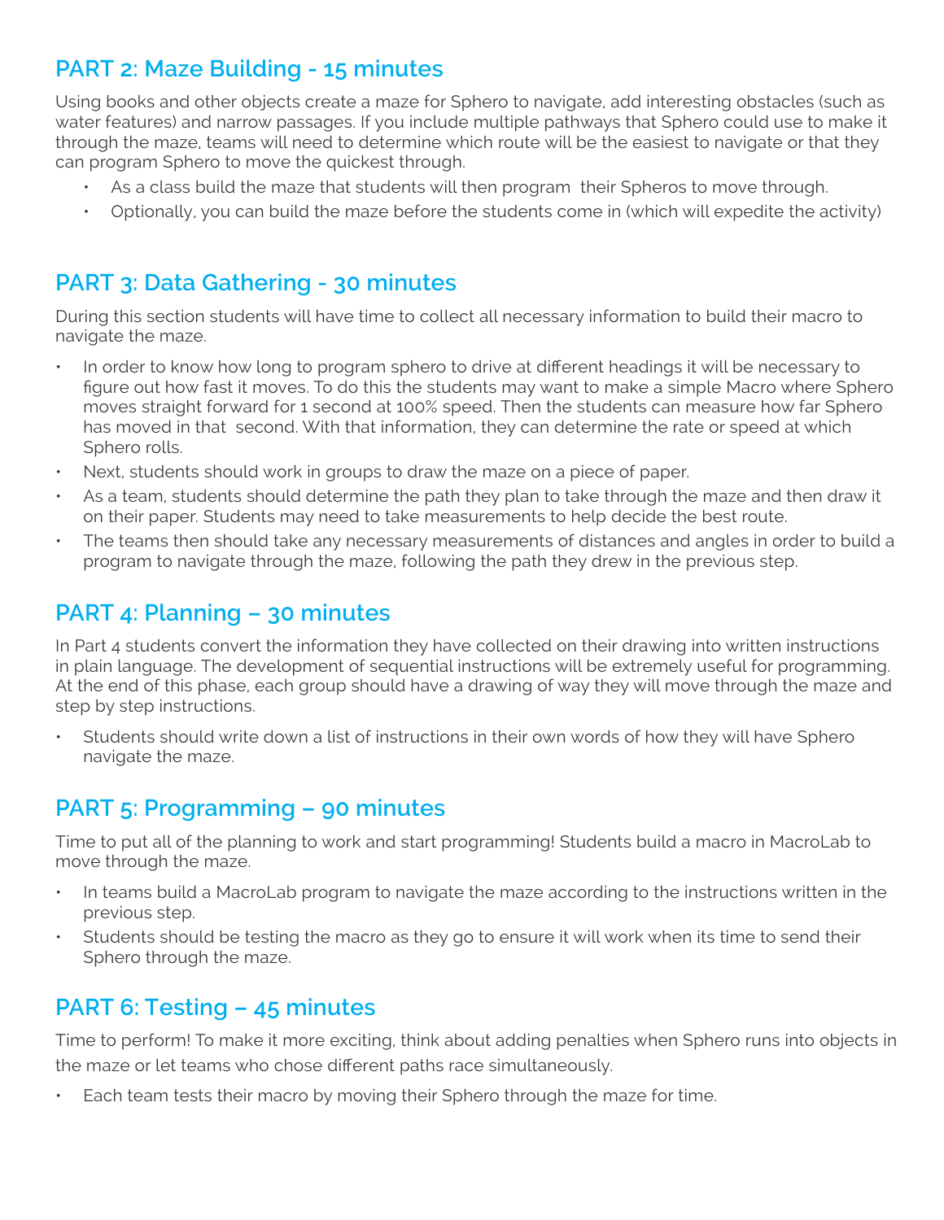## PART 2: Maze Building - 15 minutes

Using books and other objects create a maze for Sphero to navigate, add interesting obstacles (such as water features) and narrow passages. If you include multiple pathways that Sphero could use to make it through the maze, teams will need to determine which route will be the easiest to navigate or that they can program Sphero to move the quickest through.

- As a class build the maze that students will then program their Spheros to move through.
- Optionally, you can build the maze before the students come in (which will expedite the activity)

## PART 3: Data Gathering - 30 minutes

During this section students will have time to collect all necessary information to build their macro to navigate the maze.

- In order to know how long to program sphero to drive at different headings it will be necessary to figure out how fast it moves. To do this the students may want to make a simple Macro where Sphero moves straight forward for 1 second at 100% speed. Then the students can measure how far Sphero has moved in that second. With that information, they can determine the rate or speed at which Sphero rolls.
- Next, students should work in groups to draw the maze on a piece of paper.
- As a team, students should determine the path they plan to take through the maze and then draw it on their paper. Students may need to take measurements to help decide the best route.
- The teams then should take any necessary measurements of distances and angles in order to build a program to navigate through the maze, following the path they drew in the previous step.

## PART 4: Planning – 30 minutes

In Part 4 students convert the information they have collected on their drawing into written instructions in plain language. The development of sequential instructions will be extremely useful for programming. At the end of this phase, each group should have a drawing of way they will move through the maze and step by step instructions.

- Students should write down a list of instructions in their own words of how they will have Sphero navigate the maze.

## PART 5: Programming – 90 minutes

Time to put all of the planning to work and start programming! Students build a macro in MacroLab to move through the maze.

- In teams build a MacroLab program to navigate the maze according to the instructions written in the previous step.
- Students should be testing the macro as they go to ensure it will work when its time to send their Sphero through the maze.

## PART 6: Testing – 45 minutes

Time to perform! To make it more exciting, think about adding penalties when Sphero runs into objects in the maze or let teams who chose different paths race simultaneously.

- Each team tests their macro by moving their Sphero through the maze for time.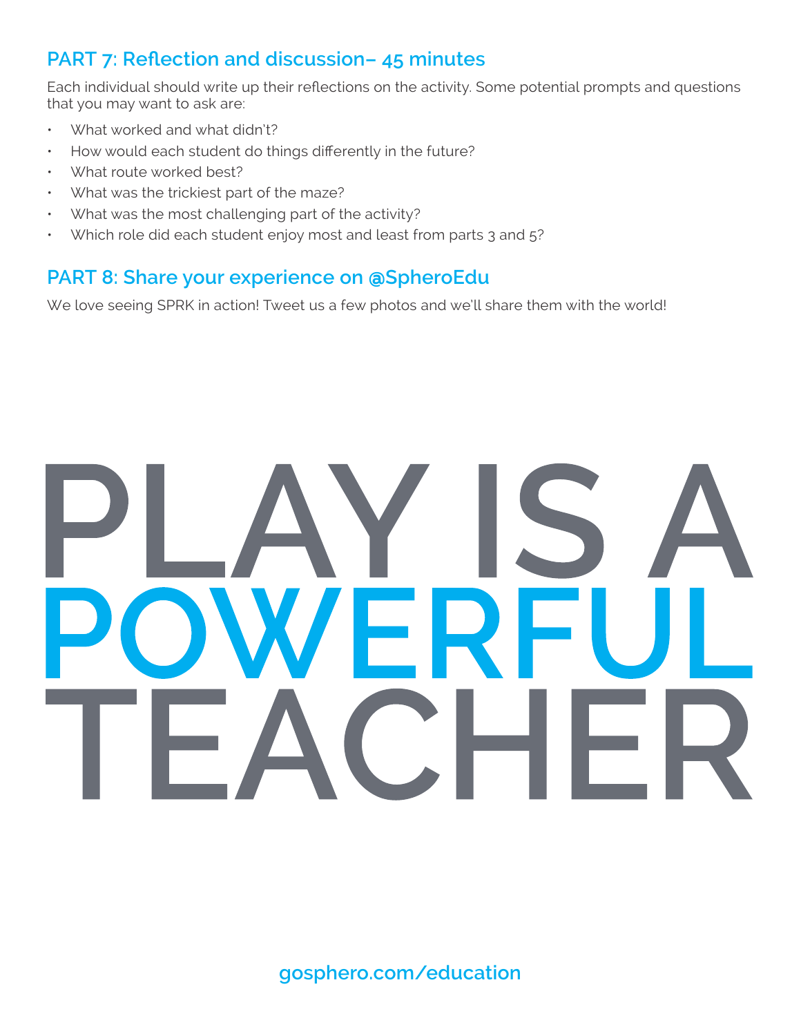## PART 7: Reflection and discussion– 45 minutes

Each individual should write up their reflections on the activity. Some potential prompts and questions that you may want to ask are:

- What worked and what didn't?
- How would each student do things differently in the future?
- What route worked best?
- What was the trickiest part of the maze?
- What was the most challenging part of the activity?
- Which role did each student enjoy most and least from parts 3 and 5?

## PART 8: Share your experience on @SpheroEdu

We love seeing SPRK in action! Tweet us a few photos and we'll share them with the world!

# PLAY IS A POWERFUL TEACHER

gosphero.com/education